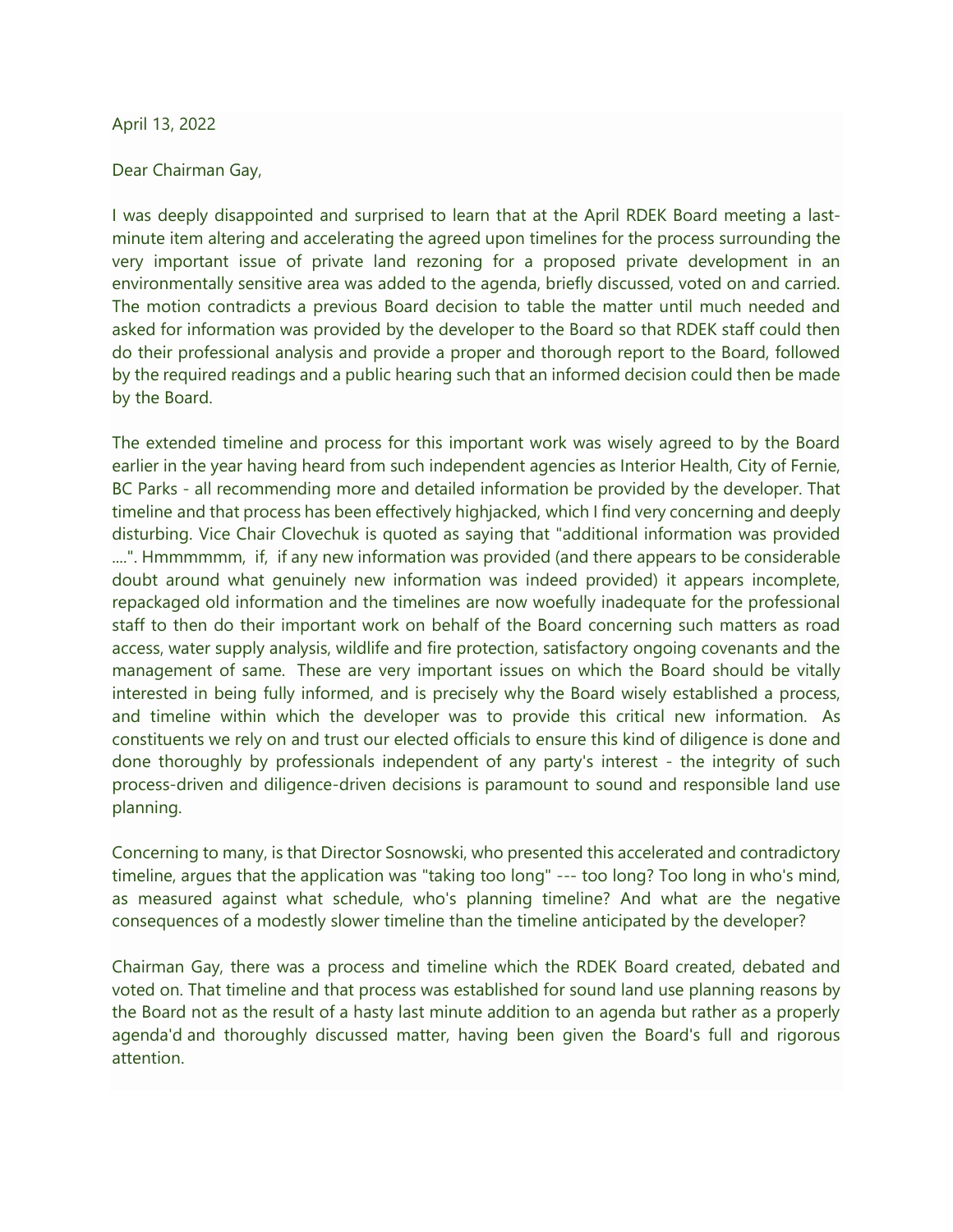April 13, 2022

Dear Chairman Gay,

I was deeply disappointed and surprised to learn that at the April RDEK Board meeting a last-minute item altering and accelerating the agreed upon timelines for the process surrounding the very important issue of private land rezoning for a proposed private development in an environmentally sensitive area was added to the agenda, briefly discussed, voted on and carried. The motion contradicts a previous Board decision to table the matter until much needed and asked for information was provided by the developer to the Board so that RDEK staff could then do their professional analysis and provide a proper and thorough report to the Board, followed by the required readings and a public hearing such that an informed decision could then be made by the Board.

The extended timeline and process for this important work was wisely agreed to by the Board earlier in the year having heard from such independent agencies as Interior Health, City of Fernie, BC Parks - all recommending more and detailed information be provided by the developer. That timeline and that process has been effectively highjacked, which I find very concerning and deeply disturbing. Vice Chair Clovechuk is quoted as saying that "additional information was provided ....". Hmmmmmm, if, if any new information was provided (and there appears to be considerable doubt around what genuinely new information was indeed provided) it appears incomplete, repackaged old information and the timelines are now woefully inadequate for the professional staff to then do their important work on behalf of the Board concerning such matters as road access, water supply analysis, wildlife and fire protection, satisfactory ongoing covenants and the management of same. These are very important issues on which the Board should be vitally interested in being fully informed, and is precisely why the Board wisely established a process, and timeline within which the developer was to provide this critical new information. As constituents we rely on and trust our elected officials to ensure this kind of diligence is done and done thoroughly by professionals independent of any party's interest - the integrity of such process-driven and diligence-driven decisions is paramount to sound and responsible land use planning.

Concerning to many, is that Director Sosnowski, who presented this accelerated and contradictory timeline, argues that the application was "taking too long" --- too long? Too long in who's mind, as measured against what schedule, who's planning timeline? And what are the negative consequences of a modestly slower timeline than the timeline anticipated by the developer?

Chairman Gay, there was a process and timeline which the RDEK Board created, debated and voted on. That timeline and that process was established for sound land use planning reasons by the Board not as the result of a hasty last minute addition to an agenda but rather as a properly agenda'd and thoroughly discussed matter, having been given the Board's full and rigorous attention.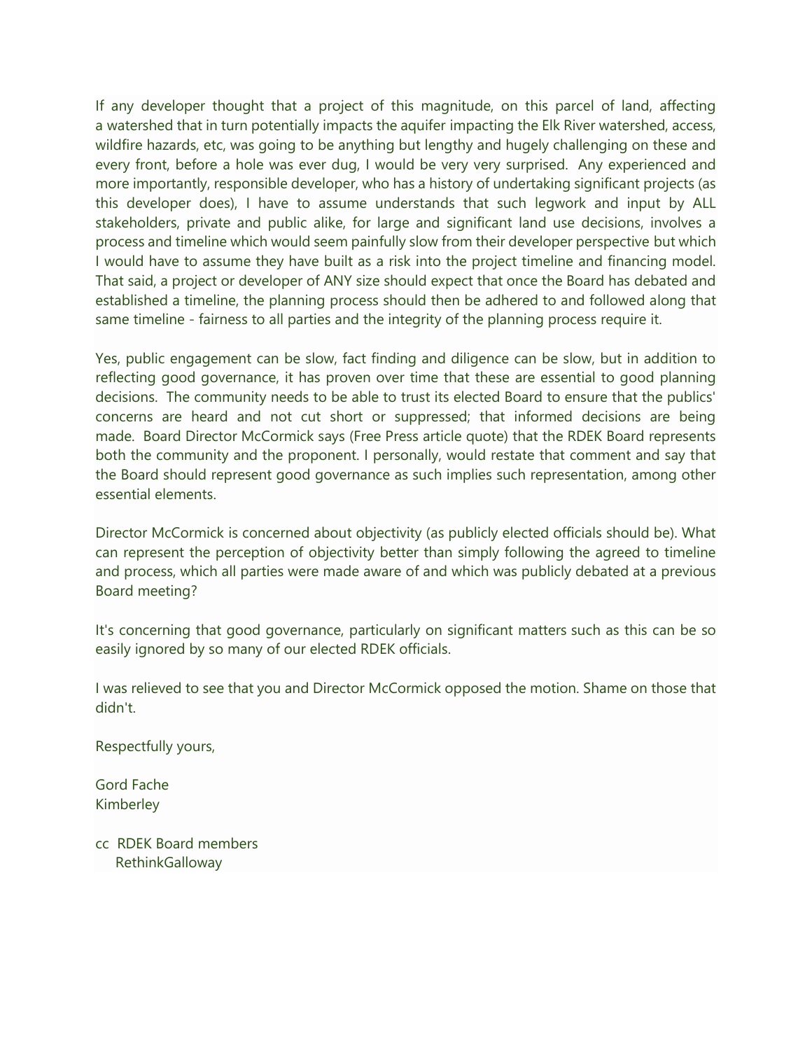If any developer thought that a project of this magnitude, on this parcel of land, affecting a watershed that in turn potentially impacts the aquifer impacting the Elk River watershed, access, wildfire hazards, etc, was going to be anything but lengthy and hugely challenging on these and every front, before a hole was ever dug, I would be very very surprised. Any experienced and more importantly, responsible developer, who has a history of undertaking significant projects (as this developer does), I have to assume understands that such legwork and input by ALL stakeholders, private and public alike, for large and significant land use decisions, involves a process and timeline which would seem painfully slow from their developer perspective but which I would have to assume they have built as a risk into the project timeline and financing model. That said, a project or developer of ANY size should expect that once the Board has debated and established a timeline, the planning process should then be adhered to and followed along that same timeline - fairness to all parties and the integrity of the planning process require it.

Yes, public engagement can be slow, fact finding and diligence can be slow, but in addition to reflecting good governance, it has proven over time that these are essential to good planning decisions. The community needs to be able to trust its elected Board to ensure that the publics' concerns are heard and not cut short or suppressed; that informed decisions are being made. Board Director McCormick says (Free Press article quote) that the RDEK Board represents both the community and the proponent. I personally, would restate that comment and say that the Board should represent good governance as such implies such representation, among other essential elements.

Director McCormick is concerned about objectivity (as publicly elected officials should be). What can represent the perception of objectivity better than simply following the agreed to timeline and process, which all parties were made aware of and which was publicly debated at a previous Board meeting?

It's concerning that good governance, particularly on significant matters such as this can be so easily ignored by so many of our elected RDEK officials.

I was relieved to see that you and Director McCormick opposed the motion. Shame on those that didn't.

Respectfully yours,

Gord Fache
Kimberley

cc RDEK Board members
RethinkGalloway